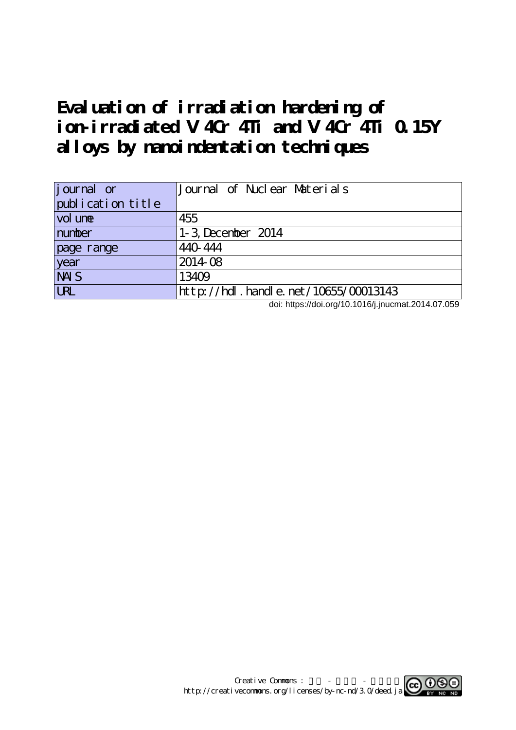# Evaluation of irradiation hardening of ion-irradiated V-4Cr-4Ti and V-4Cr-4Ti-0.15Y alloys by nanoindentation techniques

| journal or publication title | Journal of Nuclear Materials |
|---|---|
| volume | 455 |
| number | 1-3, December 2014 |
| page range | 440-444 |
| year | 2014-08 |
| NAIS | 13409 |
| URL | http://hdl.handle.net/10655/00013143 |

doi: https://doi.org/10.1016/j.jnucmat.2014.07.059

Creative Commons : 表示 - 非営利 - 改変禁止
http://creativecommons.org/licenses/by-nc-nd/3.0/deed.ja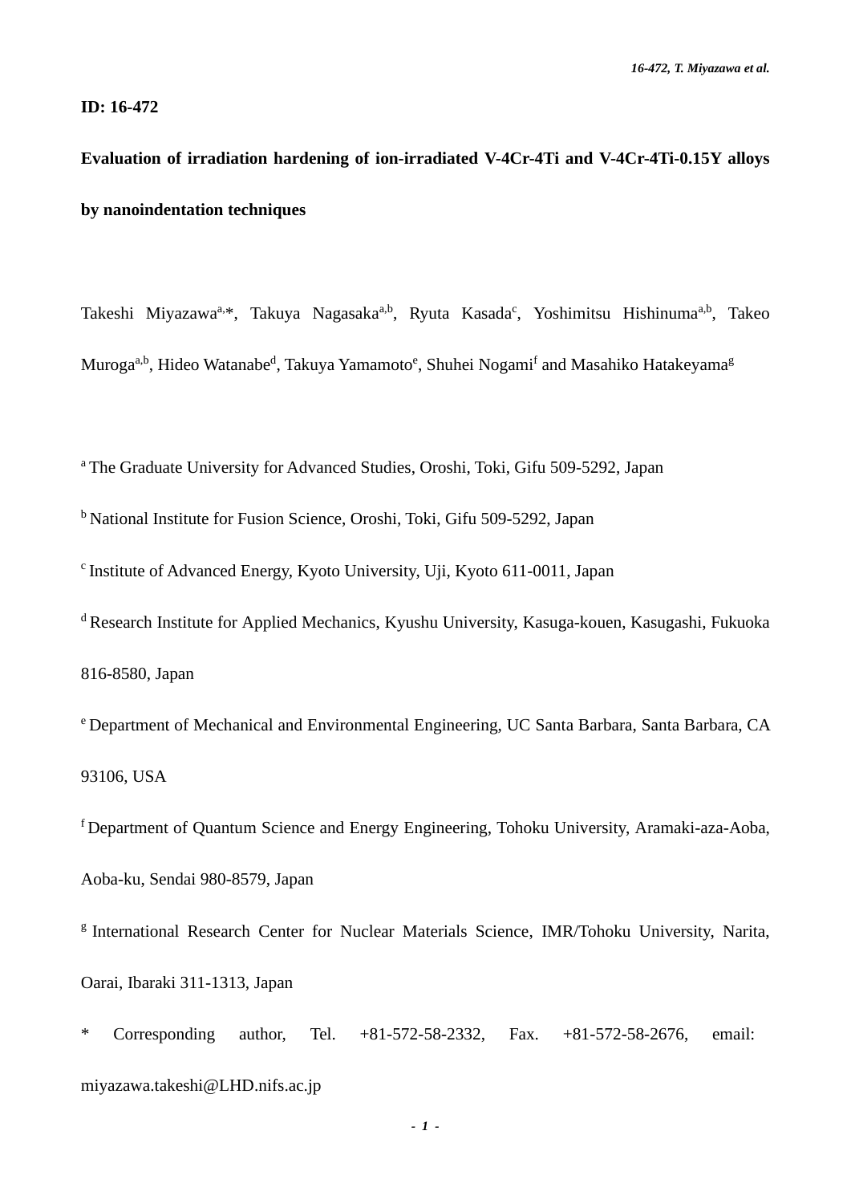ID: 16-472

**Evaluation of irradiation hardening of ion-irradiated V-4Cr-4Ti and V-4Cr-4Ti-0.15Y alloys by nanoindentation techniques**

Takeshi Miyazawa[a,*], Takuya Nagasaka[a,b], Ryuta Kasada[c], Yoshimitsu Hishinuma[a,b], Takeo Muroga[a,b], Hideo Watanabe[d], Takuya Yamamoto[e], Shuhei Nogami[f] and Masahiko Hatakeyama[g]

[a] The Graduate University for Advanced Studies, Oroshi, Toki, Gifu 509-5292, Japan

[b] National Institute for Fusion Science, Oroshi, Toki, Gifu 509-5292, Japan

[c] Institute of Advanced Energy, Kyoto University, Uji, Kyoto 611-0011, Japan

[d] Research Institute for Applied Mechanics, Kyushu University, Kasuga-kouen, Kasugashi, Fukuoka 816-8580, Japan

[e] Department of Mechanical and Environmental Engineering, UC Santa Barbara, Santa Barbara, CA 93106, USA

[f] Department of Quantum Science and Energy Engineering, Tohoku University, Aramaki-aza-Aoba, Aoba-ku, Sendai 980-8579, Japan

[g] International Research Center for Nuclear Materials Science, IMR/Tohoku University, Narita, Oarai, Ibaraki 311-1313, Japan

* Corresponding author, Tel. +81-572-58-2332, Fax. +81-572-58-2676, email: miyazawa.takeshi@LHD.nifs.ac.jp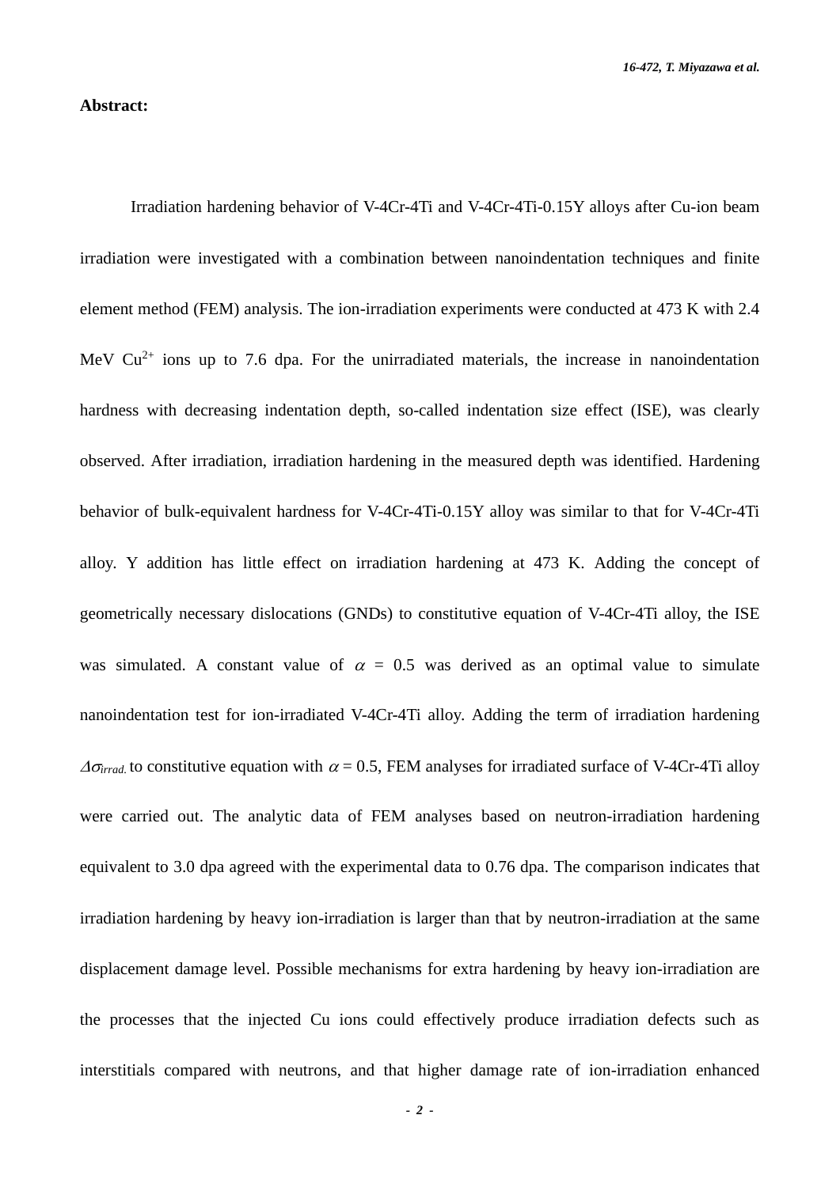**Abstract:**

Irradiation hardening behavior of V-4Cr-4Ti and V-4Cr-4Ti-0.15Y alloys after Cu-ion beam irradiation were investigated with a combination between nanoindentation techniques and finite element method (FEM) analysis. The ion-irradiation experiments were conducted at 473 K with 2.4 MeV $Cu^{2+}$ ions up to 7.6 dpa. For the unirradiated materials, the increase in nanoindentation hardness with decreasing indentation depth, so-called indentation size effect (ISE), was clearly observed. After irradiation, irradiation hardening in the measured depth was identified. Hardening behavior of bulk-equivalent hardness for V-4Cr-4Ti-0.15Y alloy was similar to that for V-4Cr-4Ti alloy. Y addition has little effect on irradiation hardening at 473 K. Adding the concept of geometrically necessary dislocations (GNDs) to constitutive equation of V-4Cr-4Ti alloy, the ISE was simulated. A constant value of $\alpha$ = 0.5 was derived as an optimal value to simulate nanoindentation test for ion-irradiated V-4Cr-4Ti alloy. Adding the term of irradiation hardening $\Delta\sigma_{irrad.}$ to constitutive equation with $\alpha$ = 0.5, FEM analyses for irradiated surface of V-4Cr-4Ti alloy were carried out. The analytic data of FEM analyses based on neutron-irradiation hardening equivalent to 3.0 dpa agreed with the experimental data to 0.76 dpa. The comparison indicates that irradiation hardening by heavy ion-irradiation is larger than that by neutron-irradiation at the same displacement damage level. Possible mechanisms for extra hardening by heavy ion-irradiation are the processes that the injected Cu ions could effectively produce irradiation defects such as interstitials compared with neutrons, and that higher damage rate of ion-irradiation enhanced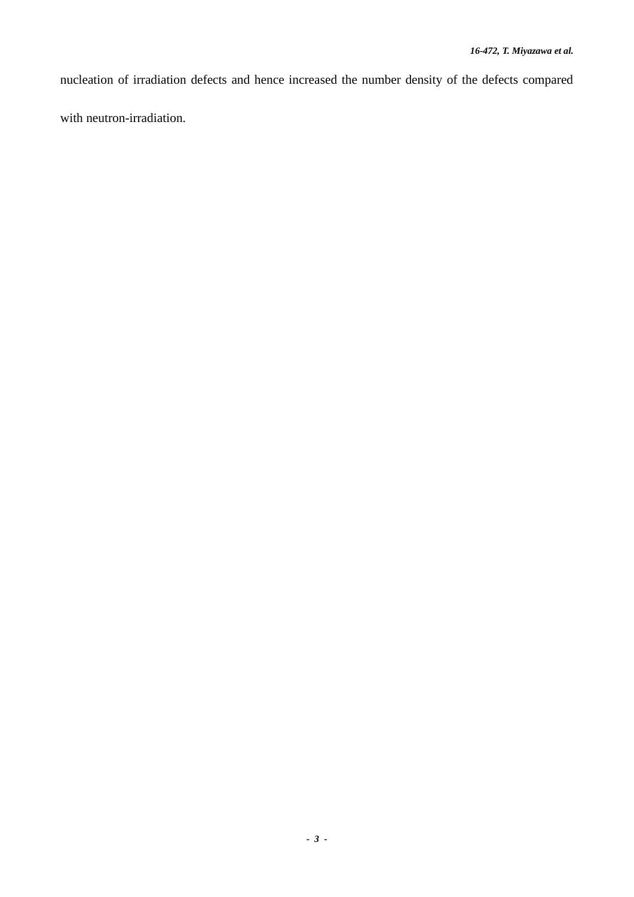nucleation of irradiation defects and hence increased the number density of the defects compared with neutron-irradiation.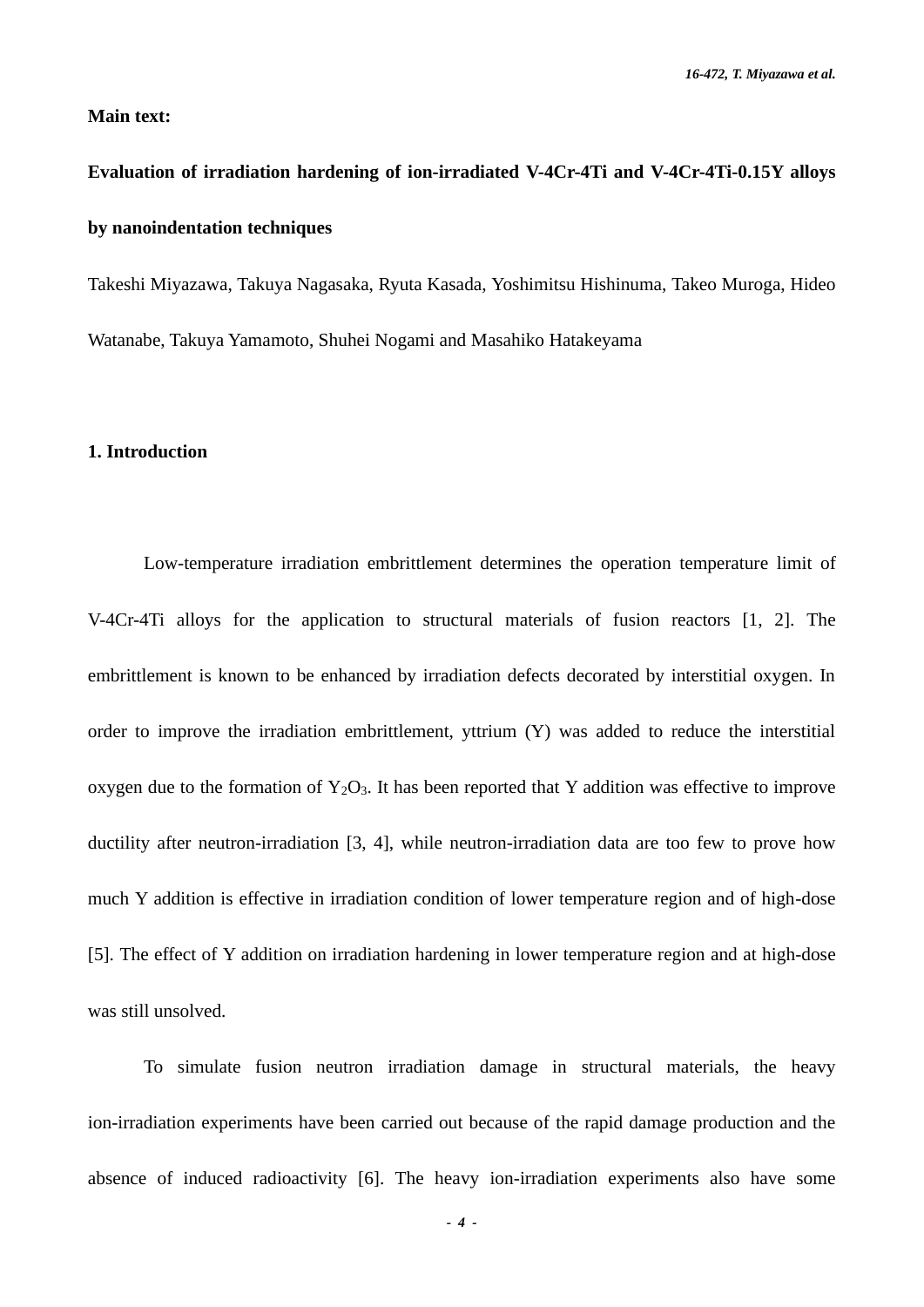**Main text:**

**Evaluation of irradiation hardening of ion-irradiated V-4Cr-4Ti and V-4Cr-4Ti-0.15Y alloys by nanoindentation techniques**

Takeshi Miyazawa, Takuya Nagasaka, Ryuta Kasada, Yoshimitsu Hishinuma, Takeo Muroga, Hideo Watanabe, Takuya Yamamoto, Shuhei Nogami and Masahiko Hatakeyama

## 1. Introduction

Low-temperature irradiation embrittlement determines the operation temperature limit of V-4Cr-4Ti alloys for the application to structural materials of fusion reactors [1, 2]. The embrittlement is known to be enhanced by irradiation defects decorated by interstitial oxygen. In order to improve the irradiation embrittlement, yttrium (Y) was added to reduce the interstitial oxygen due to the formation of $Y_2O_3$. It has been reported that Y addition was effective to improve ductility after neutron-irradiation [3, 4], while neutron-irradiation data are too few to prove how much Y addition is effective in irradiation condition of lower temperature region and of high-dose [5]. The effect of Y addition on irradiation hardening in lower temperature region and at high-dose was still unsolved.

To simulate fusion neutron irradiation damage in structural materials, the heavy ion-irradiation experiments have been carried out because of the rapid damage production and the absence of induced radioactivity [6]. The heavy ion-irradiation experiments also have some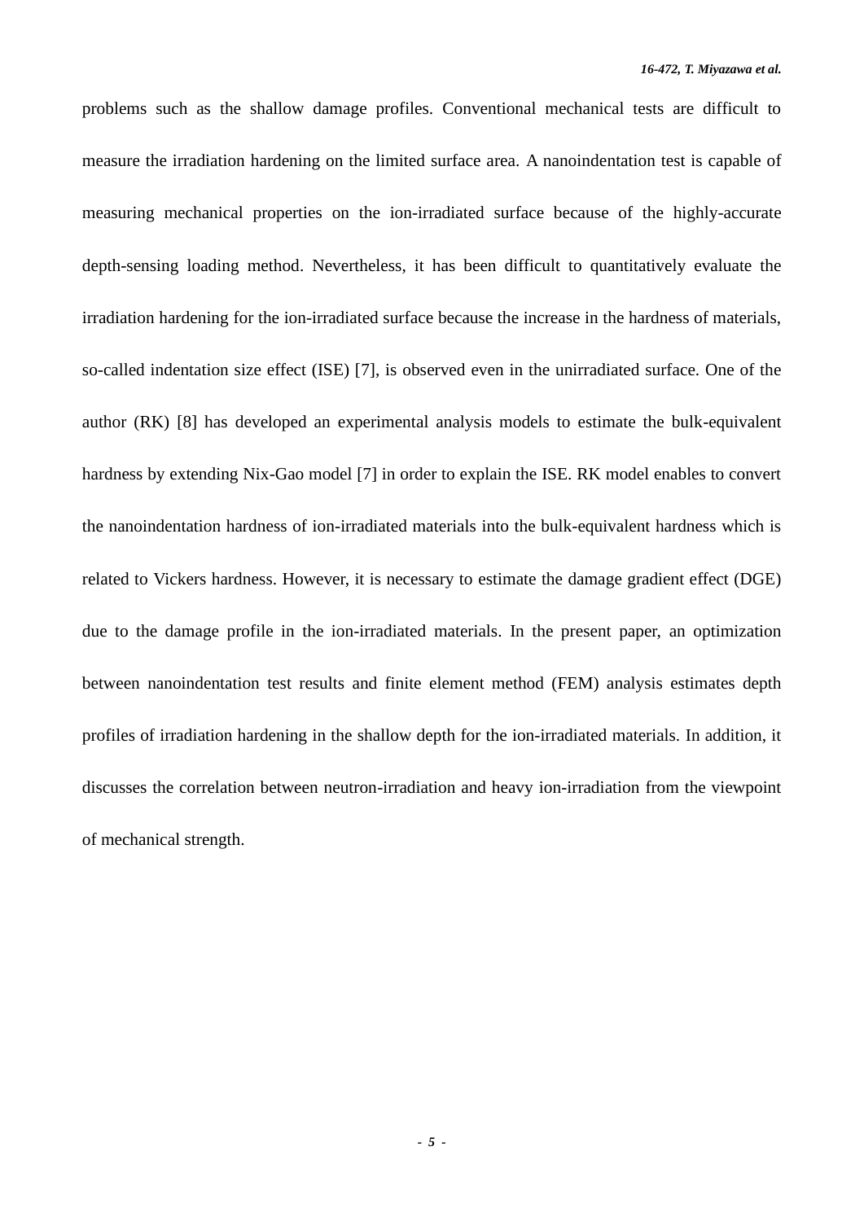problems such as the shallow damage profiles. Conventional mechanical tests are difficult to measure the irradiation hardening on the limited surface area. A nanoindentation test is capable of measuring mechanical properties on the ion-irradiated surface because of the highly-accurate depth-sensing loading method. Nevertheless, it has been difficult to quantitatively evaluate the irradiation hardening for the ion-irradiated surface because the increase in the hardness of materials, so-called indentation size effect (ISE) [7], is observed even in the unirradiated surface. One of the author (RK) [8] has developed an experimental analysis models to estimate the bulk-equivalent hardness by extending Nix-Gao model [7] in order to explain the ISE. RK model enables to convert the nanoindentation hardness of ion-irradiated materials into the bulk-equivalent hardness which is related to Vickers hardness. However, it is necessary to estimate the damage gradient effect (DGE) due to the damage profile in the ion-irradiated materials. In the present paper, an optimization between nanoindentation test results and finite element method (FEM) analysis estimates depth profiles of irradiation hardening in the shallow depth for the ion-irradiated materials. In addition, it discusses the correlation between neutron-irradiation and heavy ion-irradiation from the viewpoint of mechanical strength.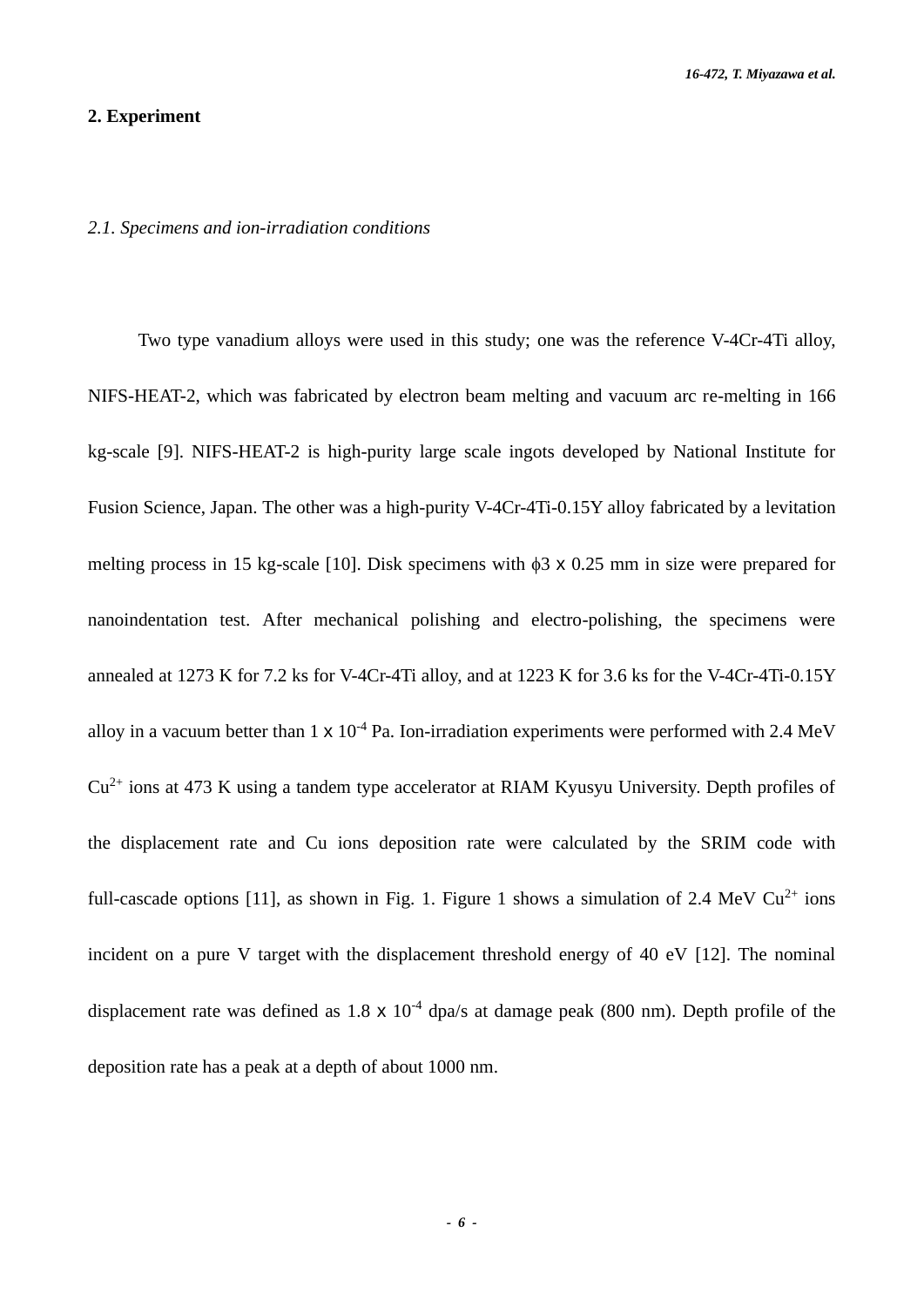## 2. Experiment

### *2.1. Specimens and ion-irradiation conditions*

Two type vanadium alloys were used in this study; one was the reference V-4Cr-4Ti alloy, NIFS-HEAT-2, which was fabricated by electron beam melting and vacuum arc re-melting in 166 kg-scale [9]. NIFS-HEAT-2 is high-purity large scale ingots developed by National Institute for Fusion Science, Japan. The other was a high-purity V-4Cr-4Ti-0.15Y alloy fabricated by a levitation melting process in 15 kg-scale [10]. Disk specimens with $\phi 3 \times 0.25$ mm in size were prepared for nanoindentation test. After mechanical polishing and electro-polishing, the specimens were annealed at 1273 K for 7.2 ks for V-4Cr-4Ti alloy, and at 1223 K for 3.6 ks for the V-4Cr-4Ti-0.15Y alloy in a vacuum better than $1 \times 10^{-4}$ Pa. Ion-irradiation experiments were performed with 2.4 MeV $Cu^{2+}$ ions at 473 K using a tandem type accelerator at RIAM Kyusyu University. Depth profiles of the displacement rate and Cu ions deposition rate were calculated by the SRIM code with full-cascade options [11], as shown in Fig. 1. Figure 1 shows a simulation of 2.4 MeV $Cu^{2+}$ ions incident on a pure V target with the displacement threshold energy of 40 eV [12]. The nominal displacement rate was defined as $1.8 \times 10^{-4}$ dpa/s at damage peak (800 nm). Depth profile of the deposition rate has a peak at a depth of about 1000 nm.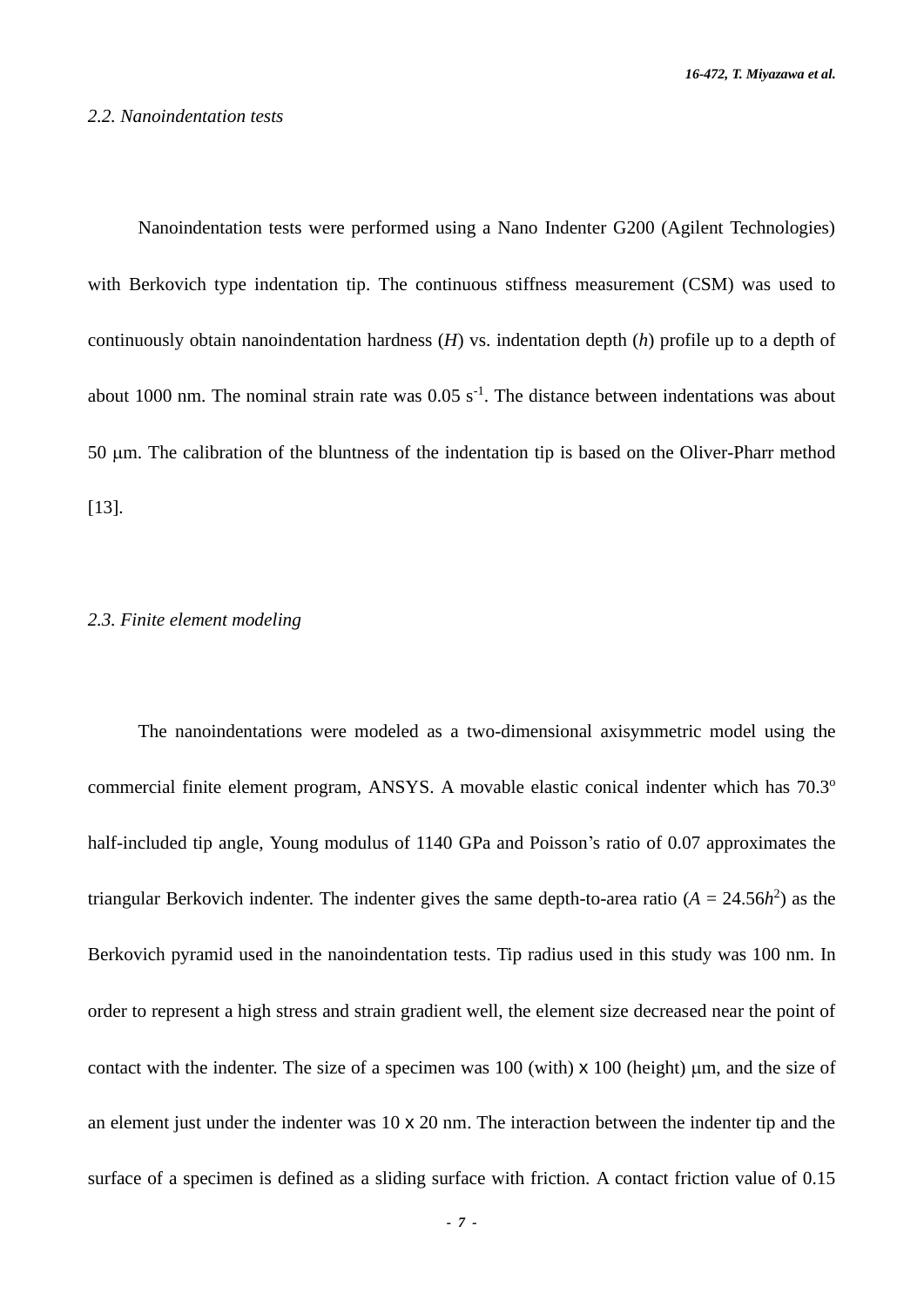*2.2. Nanoindentation tests*

Nanoindentation tests were performed using a Nano Indenter G200 (Agilent Technologies) with Berkovich type indentation tip. The continuous stiffness measurement (CSM) was used to continuously obtain nanoindentation hardness ($H$) vs. indentation depth ($h$) profile up to a depth of about 1000 nm. The nominal strain rate was 0.05 $s^{-1}$. The distance between indentations was about 50 μm. The calibration of the bluntness of the indentation tip is based on the Oliver-Pharr method [13].

*2.3. Finite element modeling*

The nanoindentations were modeled as a two-dimensional axisymmetric model using the commercial finite element program, ANSYS. A movable elastic conical indenter which has 70.3° half-included tip angle, Young modulus of 1140 GPa and Poisson's ratio of 0.07 approximates the triangular Berkovich indenter. The indenter gives the same depth-to-area ratio ($A = 24.56h^2$) as the Berkovich pyramid used in the nanoindentation tests. Tip radius used in this study was 100 nm. In order to represent a high stress and strain gradient well, the element size decreased near the point of contact with the indenter. The size of a specimen was 100 (with) x 100 (height) μm, and the size of an element just under the indenter was 10 x 20 nm. The interaction between the indenter tip and the surface of a specimen is defined as a sliding surface with friction. A contact friction value of 0.15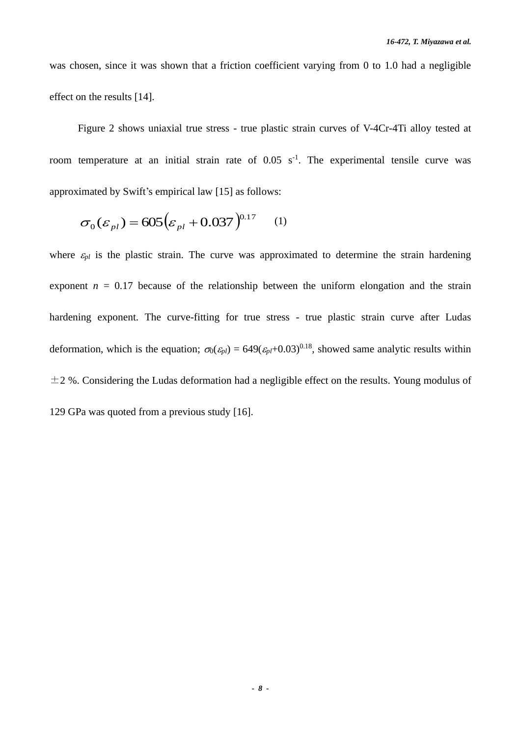was chosen, since it was shown that a friction coefficient varying from 0 to 1.0 had a negligible effect on the results [14].

Figure 2 shows uniaxial true stress - true plastic strain curves of V-4Cr-4Ti alloy tested at room temperature at an initial strain rate of 0.05 $s^{-1}$. The experimental tensile curve was approximated by Swift's empirical law [15] as follows:

$$\sigma_0(\varepsilon_{pl}) = 605\left(\varepsilon_{pl} + 0.037\right)^{0.17} \qquad (1)$$

where $\varepsilon_{pl}$ is the plastic strain. The curve was approximated to determine the strain hardening exponent $n$ = 0.17 because of the relationship between the uniform elongation and the strain hardening exponent. The curve-fitting for true stress - true plastic strain curve after Ludas deformation, which is the equation; $\sigma_0(\varepsilon_{pl}) = 649(\varepsilon_{pl}+0.03)^{0.18}$, showed same analytic results within ±2 %. Considering the Ludas deformation had a negligible effect on the results. Young modulus of 129 GPa was quoted from a previous study [16].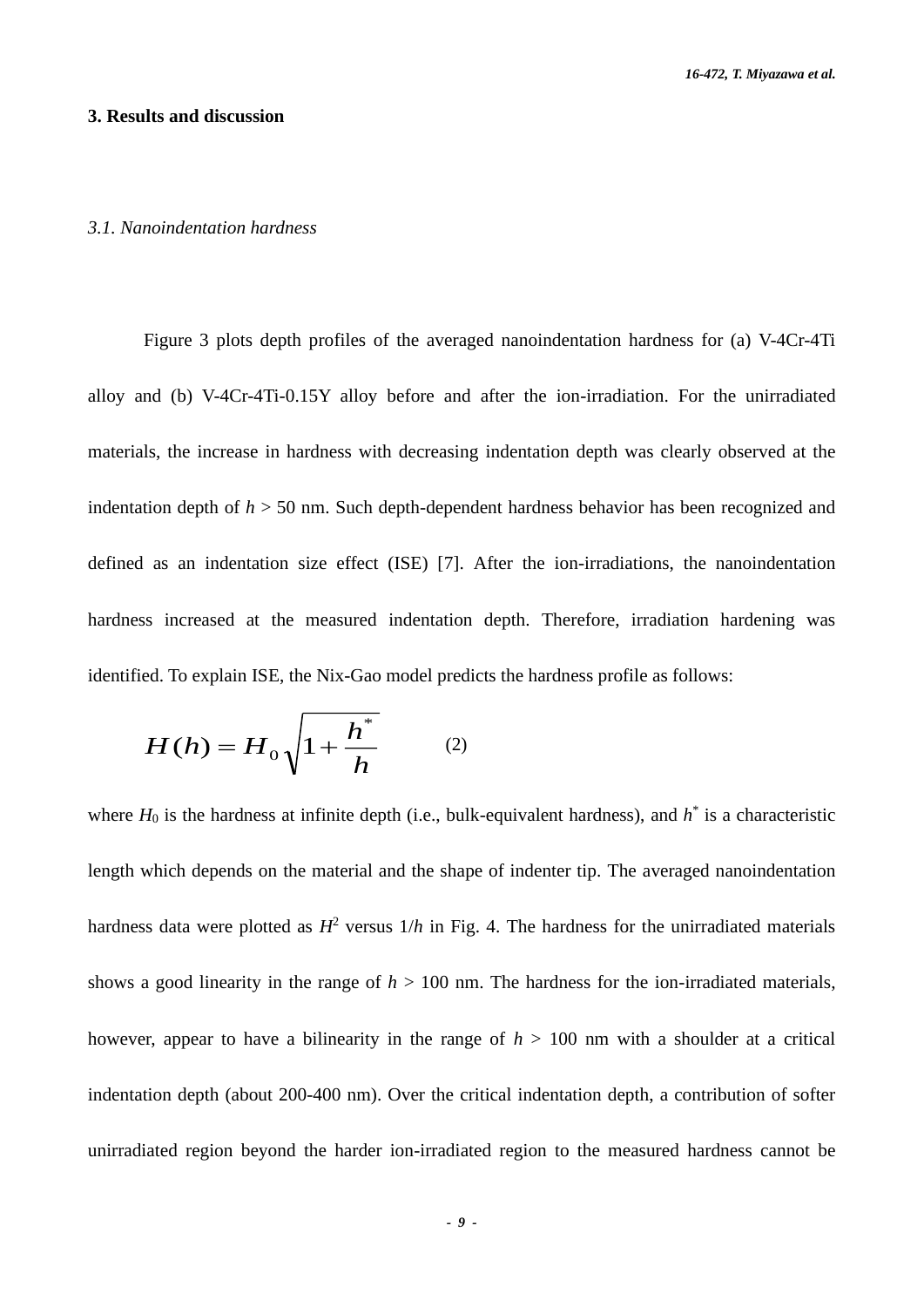## 3. Results and discussion

### *3.1. Nanoindentation hardness*

Figure 3 plots depth profiles of the averaged nanoindentation hardness for (a) V-4Cr-4Ti alloy and (b) V-4Cr-4Ti-0.15Y alloy before and after the ion-irradiation. For the unirradiated materials, the increase in hardness with decreasing indentation depth was clearly observed at the indentation depth of $h$ > 50 nm. Such depth-dependent hardness behavior has been recognized and defined as an indentation size effect (ISE) [7]. After the ion-irradiations, the nanoindentation hardness increased at the measured indentation depth. Therefore, irradiation hardening was identified. To explain ISE, the Nix-Gao model predicts the hardness profile as follows:

$$H(h) = H_0 \sqrt{1 + \frac{h^*}{h}} \qquad (2)$$

where $H_0$ is the hardness at infinite depth (i.e., bulk-equivalent hardness), and $h^*$ is a characteristic length which depends on the material and the shape of indenter tip. The averaged nanoindentation hardness data were plotted as $H^2$ versus $1/h$ in Fig. 4. The hardness for the unirradiated materials shows a good linearity in the range of $h$ > 100 nm. The hardness for the ion-irradiated materials, however, appear to have a bilinearity in the range of $h$ > 100 nm with a shoulder at a critical indentation depth (about 200-400 nm). Over the critical indentation depth, a contribution of softer unirradiated region beyond the harder ion-irradiated region to the measured hardness cannot be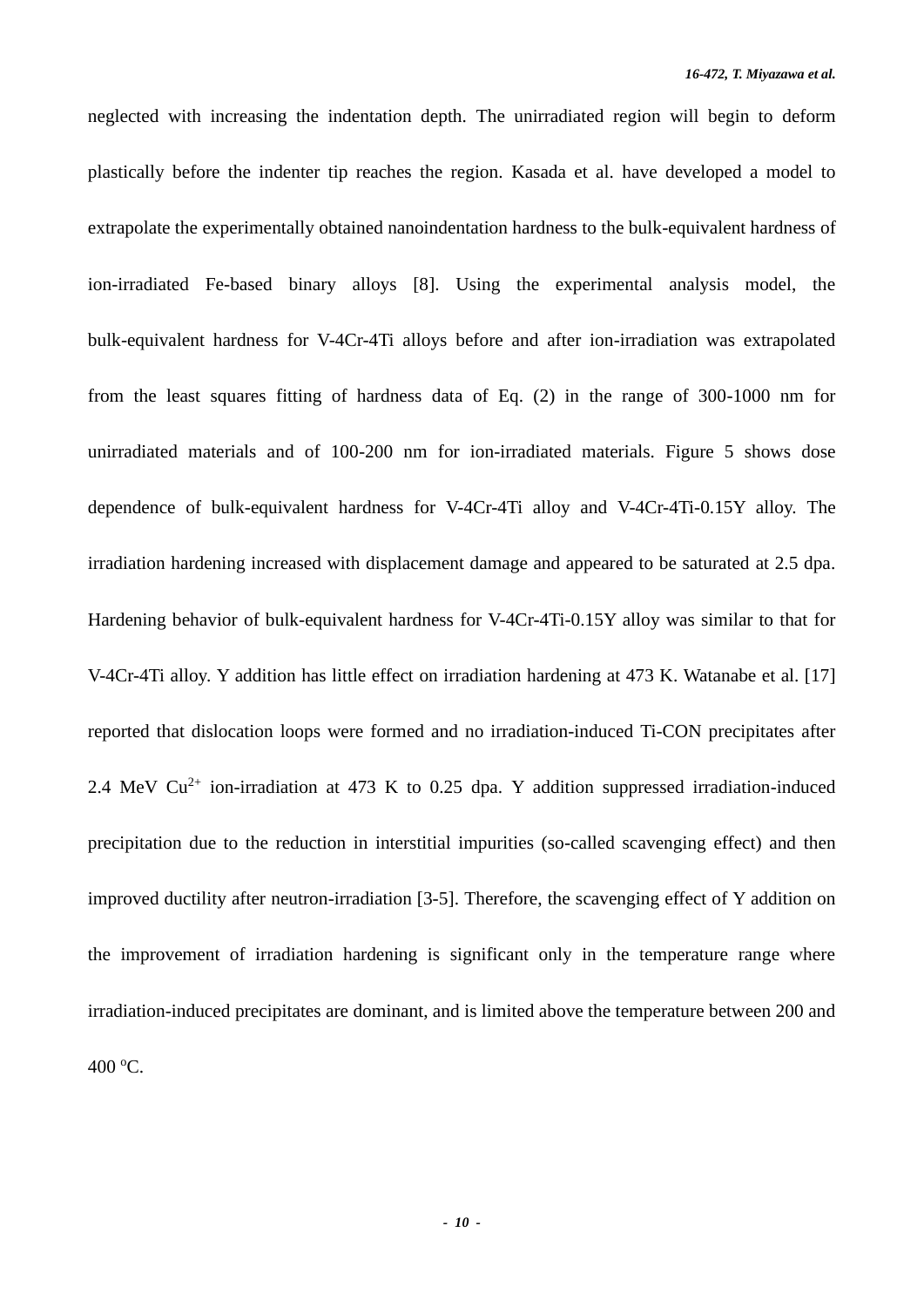neglected with increasing the indentation depth. The unirradiated region will begin to deform plastically before the indenter tip reaches the region. Kasada et al. have developed a model to extrapolate the experimentally obtained nanoindentation hardness to the bulk-equivalent hardness of ion-irradiated Fe-based binary alloys [8]. Using the experimental analysis model, the bulk-equivalent hardness for V-4Cr-4Ti alloys before and after ion-irradiation was extrapolated from the least squares fitting of hardness data of Eq. (2) in the range of 300-1000 nm for unirradiated materials and of 100-200 nm for ion-irradiated materials. Figure 5 shows dose dependence of bulk-equivalent hardness for V-4Cr-4Ti alloy and V-4Cr-4Ti-0.15Y alloy. The irradiation hardening increased with displacement damage and appeared to be saturated at 2.5 dpa. Hardening behavior of bulk-equivalent hardness for V-4Cr-4Ti-0.15Y alloy was similar to that for V-4Cr-4Ti alloy. Y addition has little effect on irradiation hardening at 473 K. Watanabe et al. [17] reported that dislocation loops were formed and no irradiation-induced Ti-CON precipitates after 2.4 MeV $Cu^{2+}$ ion-irradiation at 473 K to 0.25 dpa. Y addition suppressed irradiation-induced precipitation due to the reduction in interstitial impurities (so-called scavenging effect) and then improved ductility after neutron-irradiation [3-5]. Therefore, the scavenging effect of Y addition on the improvement of irradiation hardening is significant only in the temperature range where irradiation-induced precipitates are dominant, and is limited above the temperature between 200 and 400 $^{o}$C.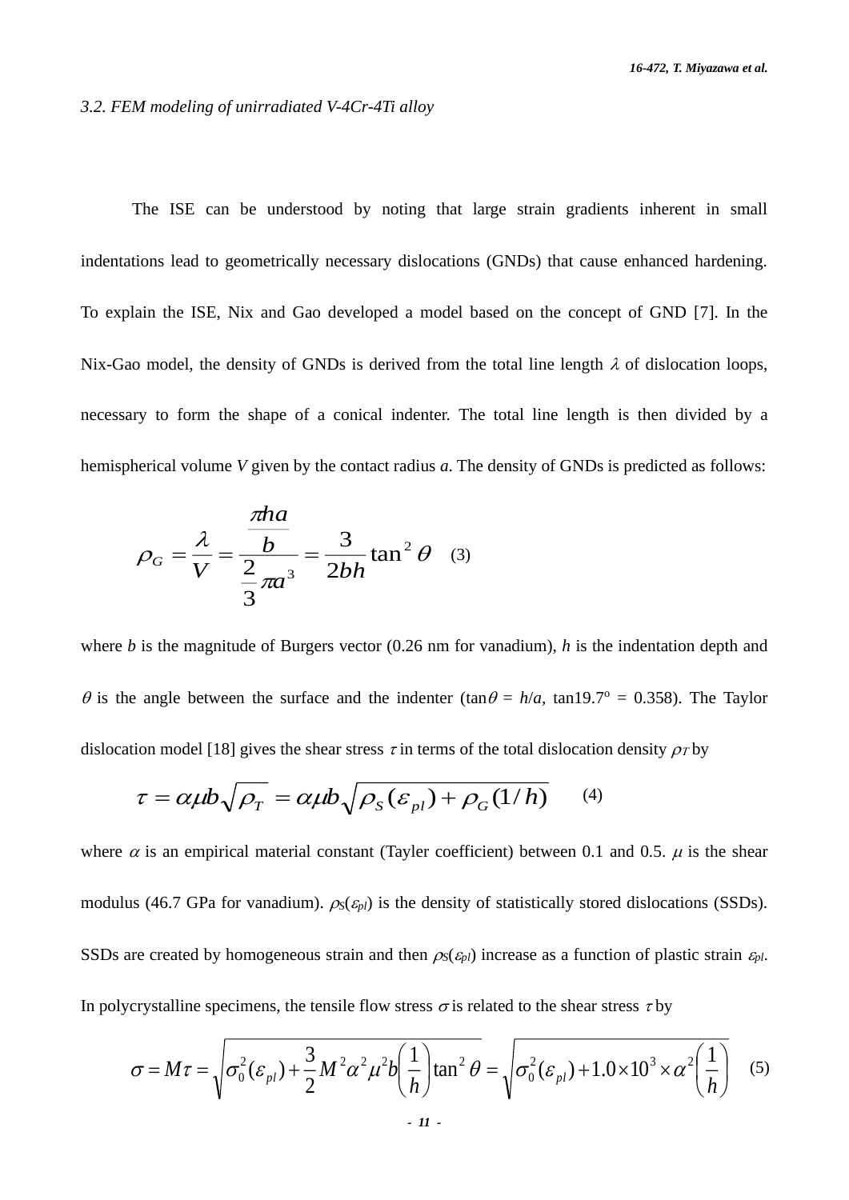### 3.2. FEM modeling of unirradiated V-4Cr-4Ti alloy

The ISE can be understood by noting that large strain gradients inherent in small indentations lead to geometrically necessary dislocations (GNDs) that cause enhanced hardening. To explain the ISE, Nix and Gao developed a model based on the concept of GND [7]. In the Nix-Gao model, the density of GNDs is derived from the total line length $\lambda$ of dislocation loops, necessary to form the shape of a conical indenter. The total line length is then divided by a hemispherical volume $V$ given by the contact radius $a$. The density of GNDs is predicted as follows:

$$\rho_G = \frac{\lambda}{V} = \frac{\dfrac{\pi h a}{b}}{\dfrac{2}{3}\pi a^3} = \frac{3}{2bh}\tan^2\theta \quad (3)$$

where $b$ is the magnitude of Burgers vector (0.26 nm for vanadium), $h$ is the indentation depth and $\theta$ is the angle between the surface and the indenter ($\tan\theta = h/a$, $\tan 19.7^{\circ} = 0.358$). The Taylor dislocation model [18] gives the shear stress $\tau$ in terms of the total dislocation density $\rho_T$ by

$$\tau = \alpha\mu b\sqrt{\rho_T} = \alpha\mu b\sqrt{\rho_S(\varepsilon_{pl}) + \rho_G(1/h)} \quad (4)$$

where $\alpha$ is an empirical material constant (Tayler coefficient) between 0.1 and 0.5. $\mu$ is the shear modulus (46.7 GPa for vanadium). $\rho_S(\varepsilon_{pl})$ is the density of statistically stored dislocations (SSDs). SSDs are created by homogeneous strain and then $\rho_S(\varepsilon_{pl})$ increase as a function of plastic strain $\varepsilon_{pl}$. In polycrystalline specimens, the tensile flow stress $\sigma$ is related to the shear stress $\tau$ by

$$\sigma = M\tau = \sqrt{\sigma_0^2(\varepsilon_{pl}) + \frac{3}{2}M^2\alpha^2\mu^2 b\left(\frac{1}{h}\right)\tan^2\theta} = \sqrt{\sigma_0^2(\varepsilon_{pl}) + 1.0\times10^3\times\alpha^2\left(\frac{1}{h}\right)} \quad (5)$$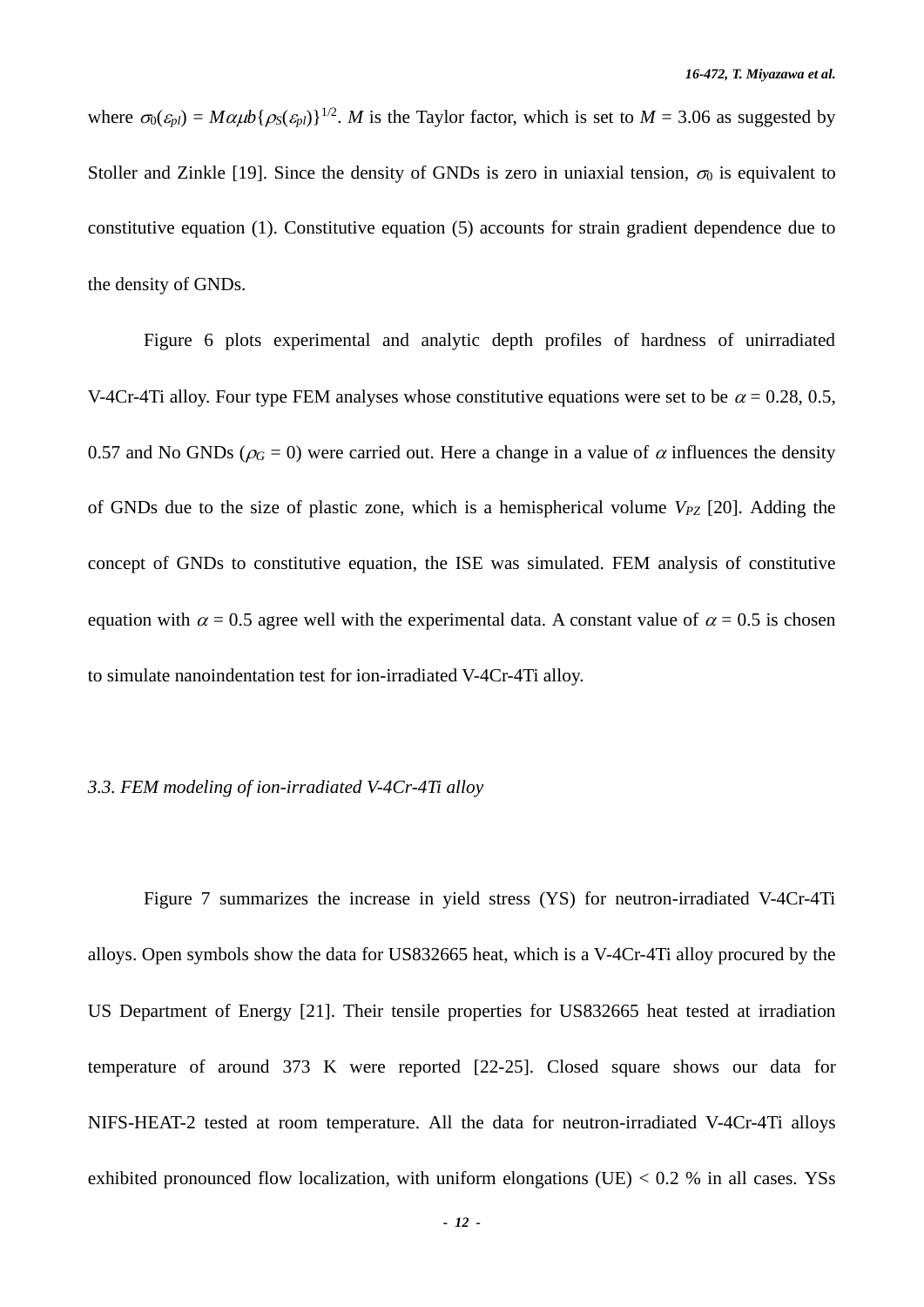where $\sigma_0(\varepsilon_{pl}) = M\alpha\mu b\{\rho_S(\varepsilon_{pl})\}^{1/2}$. $M$ is the Taylor factor, which is set to $M = 3.06$ as suggested by Stoller and Zinkle [19]. Since the density of GNDs is zero in uniaxial tension, $\sigma_0$ is equivalent to constitutive equation (1). Constitutive equation (5) accounts for strain gradient dependence due to the density of GNDs.

Figure 6 plots experimental and analytic depth profiles of hardness of unirradiated V-4Cr-4Ti alloy. Four type FEM analyses whose constitutive equations were set to be $\alpha = 0.28$, 0.5, 0.57 and No GNDs ($\rho_G = 0$) were carried out. Here a change in a value of $\alpha$ influences the density of GNDs due to the size of plastic zone, which is a hemispherical volume $V_{PZ}$ [20]. Adding the concept of GNDs to constitutive equation, the ISE was simulated. FEM analysis of constitutive equation with $\alpha = 0.5$ agree well with the experimental data. A constant value of $\alpha = 0.5$ is chosen to simulate nanoindentation test for ion-irradiated V-4Cr-4Ti alloy.

### *3.3. FEM modeling of ion-irradiated V-4Cr-4Ti alloy*

Figure 7 summarizes the increase in yield stress (YS) for neutron-irradiated V-4Cr-4Ti alloys. Open symbols show the data for US832665 heat, which is a V-4Cr-4Ti alloy procured by the US Department of Energy [21]. Their tensile properties for US832665 heat tested at irradiation temperature of around 373 K were reported [22-25]. Closed square shows our data for NIFS-HEAT-2 tested at room temperature. All the data for neutron-irradiated V-4Cr-4Ti alloys exhibited pronounced flow localization, with uniform elongations (UE) < 0.2 % in all cases. YSs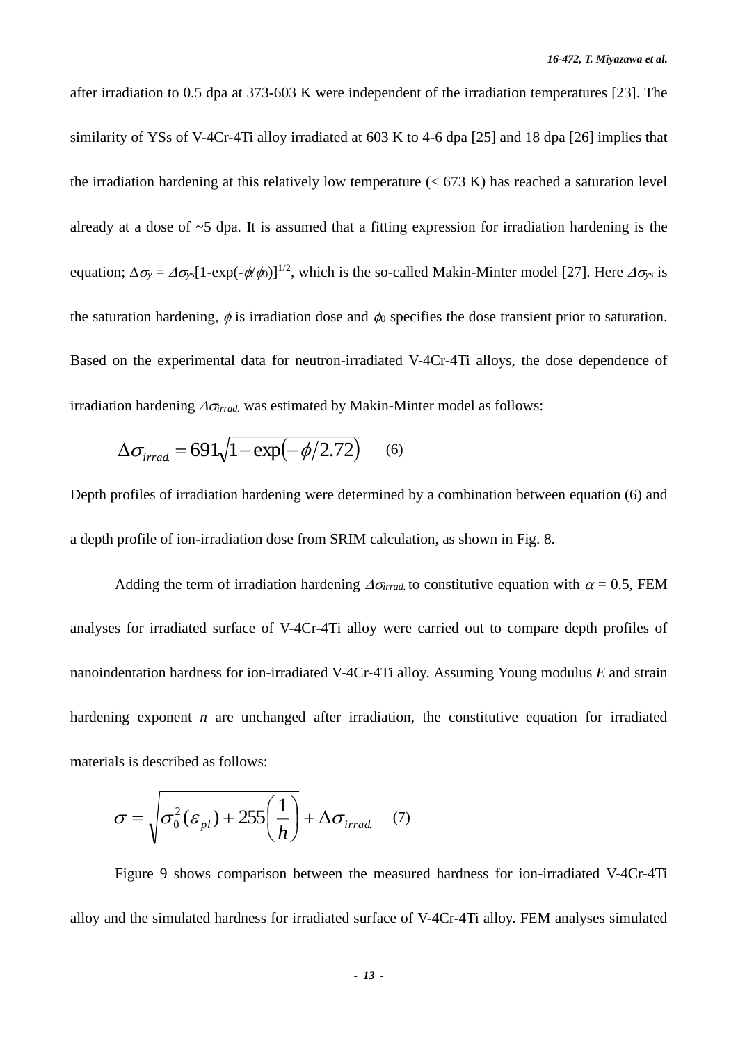after irradiation to 0.5 dpa at 373-603 K were independent of the irradiation temperatures [23]. The similarity of YSs of V-4Cr-4Ti alloy irradiated at 603 K to 4-6 dpa [25] and 18 dpa [26] implies that the irradiation hardening at this relatively low temperature (< 673 K) has reached a saturation level already at a dose of ~5 dpa. It is assumed that a fitting expression for irradiation hardening is the equation; $\Delta\sigma_y = \Delta\sigma_{ys}[1-\exp(-\phi/\phi_0)]^{1/2}$, which is the so-called Makin-Minter model [27]. Here $\Delta\sigma_{ys}$ is the saturation hardening, $\phi$ is irradiation dose and $\phi_0$ specifies the dose transient prior to saturation. Based on the experimental data for neutron-irradiated V-4Cr-4Ti alloys, the dose dependence of irradiation hardening $\Delta\sigma_{irrad.}$ was estimated by Makin-Minter model as follows:

$$\Delta\sigma_{irrad.} = 691\sqrt{1-\exp(-\phi/2.72)} \qquad (6)$$

Depth profiles of irradiation hardening were determined by a combination between equation (6) and a depth profile of ion-irradiation dose from SRIM calculation, as shown in Fig. 8.

Adding the term of irradiation hardening $\Delta\sigma_{irrad.}$ to constitutive equation with $\alpha = 0.5$, FEM analyses for irradiated surface of V-4Cr-4Ti alloy were carried out to compare depth profiles of nanoindentation hardness for ion-irradiated V-4Cr-4Ti alloy. Assuming Young modulus $E$ and strain hardening exponent $n$ are unchanged after irradiation, the constitutive equation for irradiated materials is described as follows:

$$\sigma = \sqrt{\sigma_0^2(\varepsilon_{pl}) + 255\left(\frac{1}{h}\right)} + \Delta\sigma_{irrad.} \qquad (7)$$

Figure 9 shows comparison between the measured hardness for ion-irradiated V-4Cr-4Ti alloy and the simulated hardness for irradiated surface of V-4Cr-4Ti alloy. FEM analyses simulated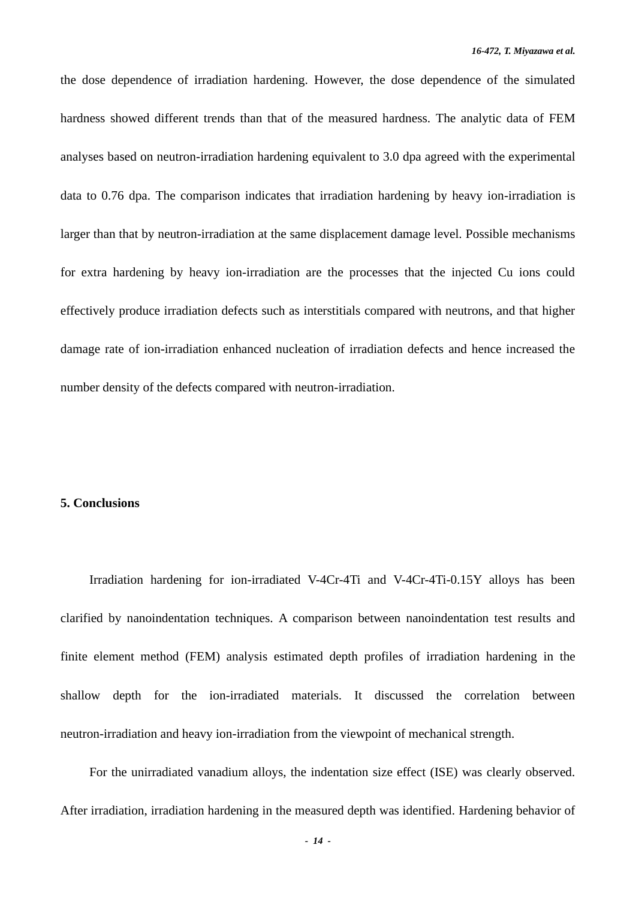the dose dependence of irradiation hardening. However, the dose dependence of the simulated hardness showed different trends than that of the measured hardness. The analytic data of FEM analyses based on neutron-irradiation hardening equivalent to 3.0 dpa agreed with the experimental data to 0.76 dpa. The comparison indicates that irradiation hardening by heavy ion-irradiation is larger than that by neutron-irradiation at the same displacement damage level. Possible mechanisms for extra hardening by heavy ion-irradiation are the processes that the injected Cu ions could effectively produce irradiation defects such as interstitials compared with neutrons, and that higher damage rate of ion-irradiation enhanced nucleation of irradiation defects and hence increased the number density of the defects compared with neutron-irradiation.

## 5. Conclusions

Irradiation hardening for ion-irradiated V-4Cr-4Ti and V-4Cr-4Ti-0.15Y alloys has been clarified by nanoindentation techniques. A comparison between nanoindentation test results and finite element method (FEM) analysis estimated depth profiles of irradiation hardening in the shallow depth for the ion-irradiated materials. It discussed the correlation between neutron-irradiation and heavy ion-irradiation from the viewpoint of mechanical strength.

For the unirradiated vanadium alloys, the indentation size effect (ISE) was clearly observed. After irradiation, irradiation hardening in the measured depth was identified. Hardening behavior of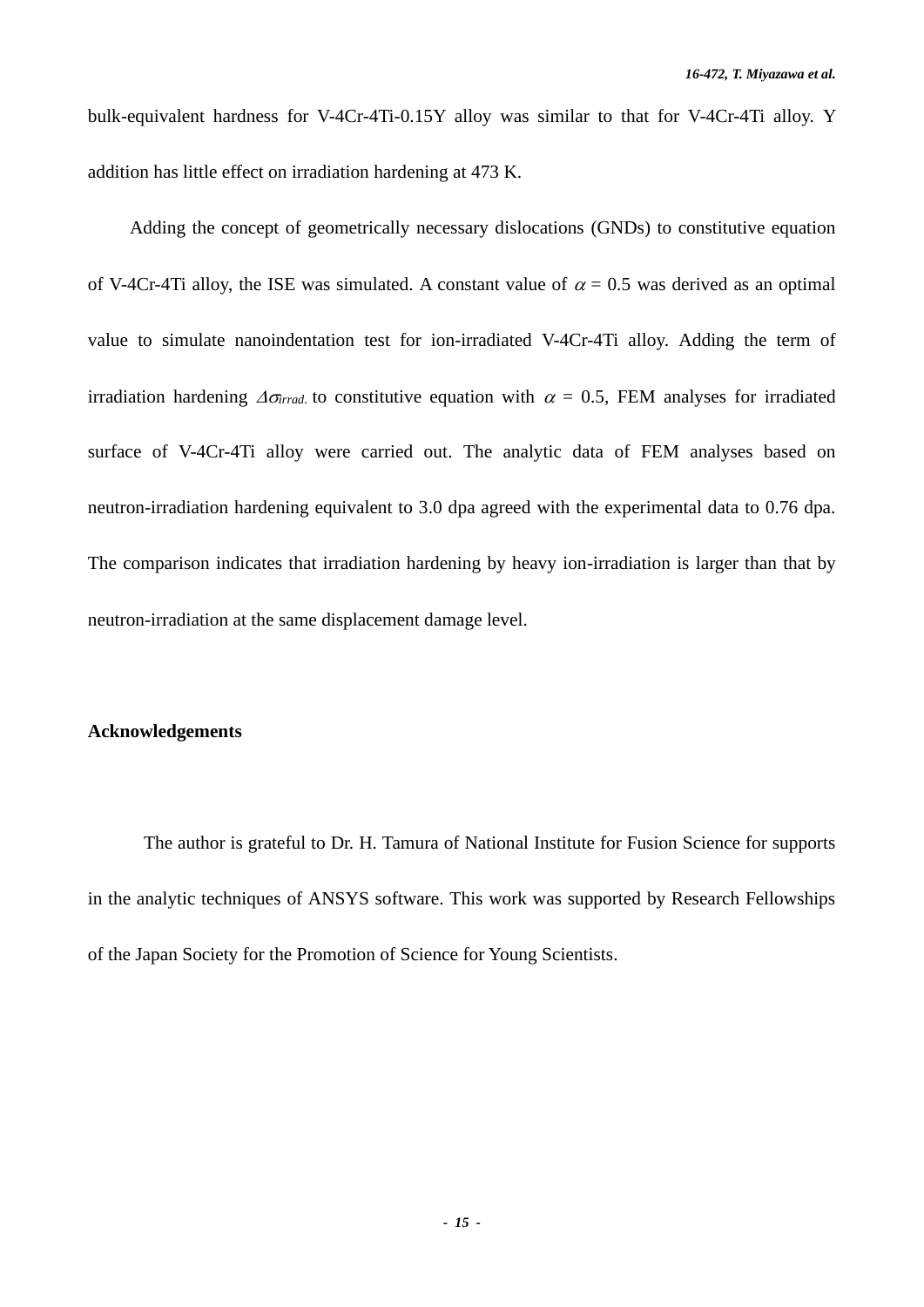bulk-equivalent hardness for V-4Cr-4Ti-0.15Y alloy was similar to that for V-4Cr-4Ti alloy. Y addition has little effect on irradiation hardening at 473 K.

Adding the concept of geometrically necessary dislocations (GNDs) to constitutive equation of V-4Cr-4Ti alloy, the ISE was simulated. A constant value of $\alpha$ = 0.5 was derived as an optimal value to simulate nanoindentation test for ion-irradiated V-4Cr-4Ti alloy. Adding the term of irradiation hardening $\Delta\sigma_{irrad.}$ to constitutive equation with $\alpha$ = 0.5, FEM analyses for irradiated surface of V-4Cr-4Ti alloy were carried out. The analytic data of FEM analyses based on neutron-irradiation hardening equivalent to 3.0 dpa agreed with the experimental data to 0.76 dpa. The comparison indicates that irradiation hardening by heavy ion-irradiation is larger than that by neutron-irradiation at the same displacement damage level.

## Acknowledgements

The author is grateful to Dr. H. Tamura of National Institute for Fusion Science for supports in the analytic techniques of ANSYS software. This work was supported by Research Fellowships of the Japan Society for the Promotion of Science for Young Scientists.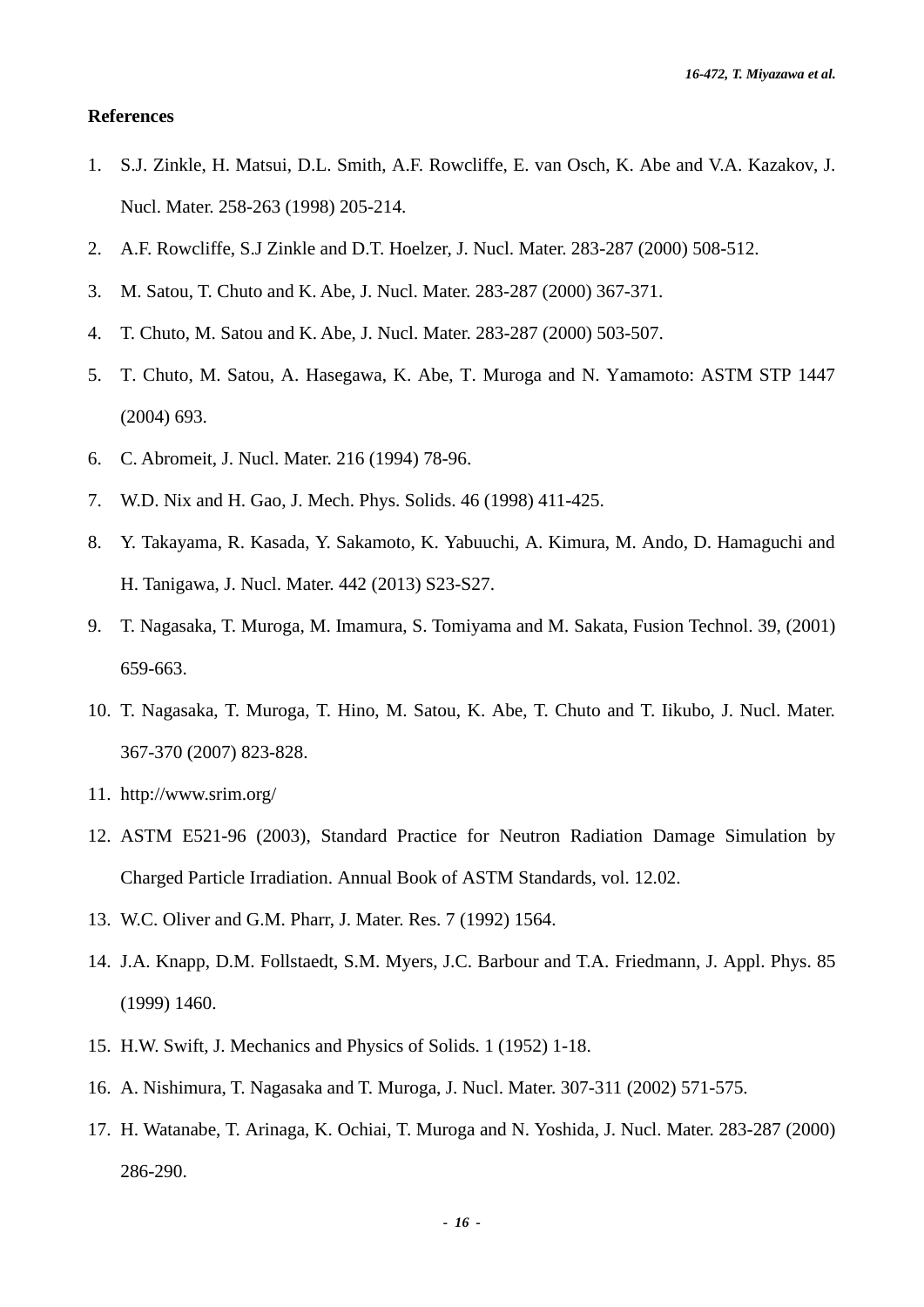## References

1. S.J. Zinkle, H. Matsui, D.L. Smith, A.F. Rowcliffe, E. van Osch, K. Abe and V.A. Kazakov, J. Nucl. Mater. 258-263 (1998) 205-214.
2. A.F. Rowcliffe, S.J Zinkle and D.T. Hoelzer, J. Nucl. Mater. 283-287 (2000) 508-512.
3. M. Satou, T. Chuto and K. Abe, J. Nucl. Mater. 283-287 (2000) 367-371.
4. T. Chuto, M. Satou and K. Abe, J. Nucl. Mater. 283-287 (2000) 503-507.
5. T. Chuto, M. Satou, A. Hasegawa, K. Abe, T. Muroga and N. Yamamoto: ASTM STP 1447 (2004) 693.
6. C. Abromeit, J. Nucl. Mater. 216 (1994) 78-96.
7. W.D. Nix and H. Gao, J. Mech. Phys. Solids. 46 (1998) 411-425.
8. Y. Takayama, R. Kasada, Y. Sakamoto, K. Yabuuchi, A. Kimura, M. Ando, D. Hamaguchi and H. Tanigawa, J. Nucl. Mater. 442 (2013) S23-S27.
9. T. Nagasaka, T. Muroga, M. Imamura, S. Tomiyama and M. Sakata, Fusion Technol. 39, (2001) 659-663.
10. T. Nagasaka, T. Muroga, T. Hino, M. Satou, K. Abe, T. Chuto and T. Iikubo, J. Nucl. Mater. 367-370 (2007) 823-828.
11. http://www.srim.org/
12. ASTM E521-96 (2003), Standard Practice for Neutron Radiation Damage Simulation by Charged Particle Irradiation. Annual Book of ASTM Standards, vol. 12.02.
13. W.C. Oliver and G.M. Pharr, J. Mater. Res. 7 (1992) 1564.
14. J.A. Knapp, D.M. Follstaedt, S.M. Myers, J.C. Barbour and T.A. Friedmann, J. Appl. Phys. 85 (1999) 1460.
15. H.W. Swift, J. Mechanics and Physics of Solids. 1 (1952) 1-18.
16. A. Nishimura, T. Nagasaka and T. Muroga, J. Nucl. Mater. 307-311 (2002) 571-575.
17. H. Watanabe, T. Arinaga, K. Ochiai, T. Muroga and N. Yoshida, J. Nucl. Mater. 283-287 (2000) 286-290.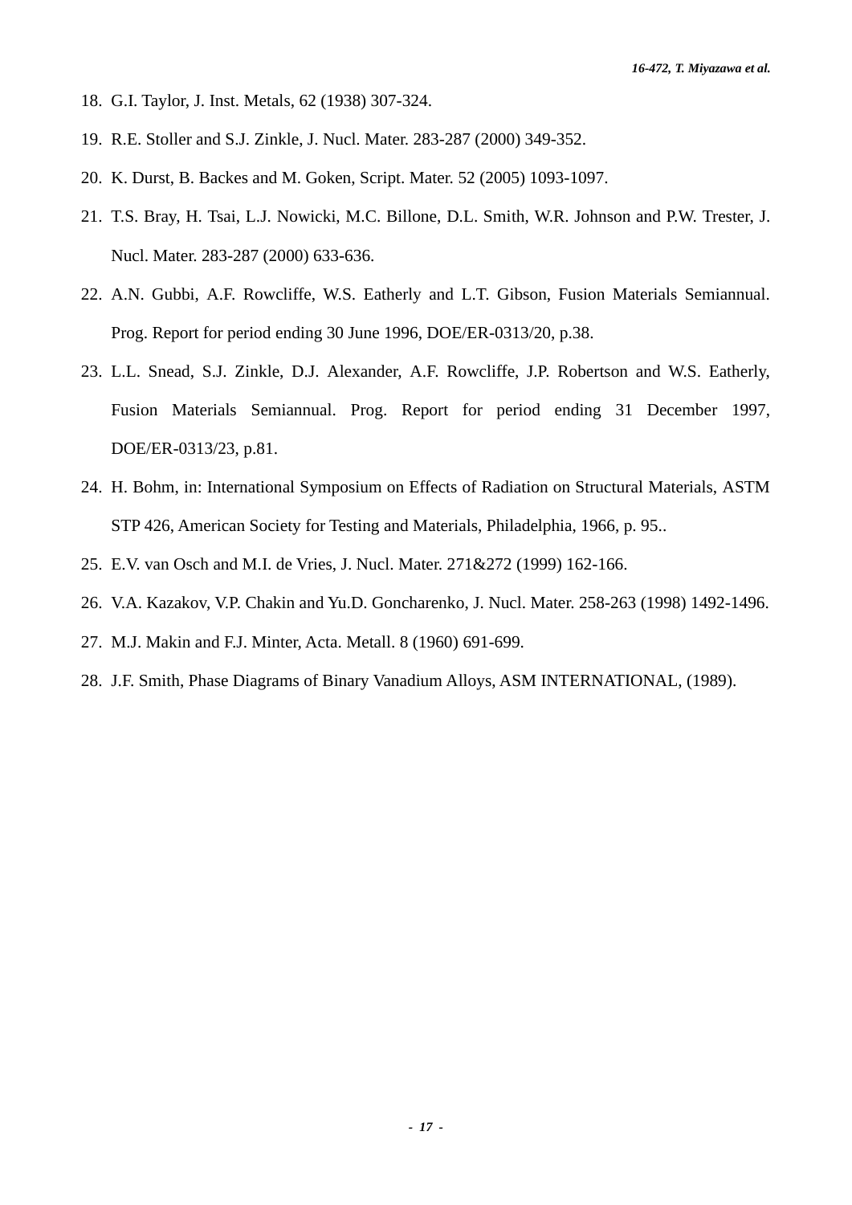18. G.I. Taylor, J. Inst. Metals, 62 (1938) 307-324.
19. R.E. Stoller and S.J. Zinkle, J. Nucl. Mater. 283-287 (2000) 349-352.
20. K. Durst, B. Backes and M. Goken, Script. Mater. 52 (2005) 1093-1097.
21. T.S. Bray, H. Tsai, L.J. Nowicki, M.C. Billone, D.L. Smith, W.R. Johnson and P.W. Trester, J. Nucl. Mater. 283-287 (2000) 633-636.
22. A.N. Gubbi, A.F. Rowcliffe, W.S. Eatherly and L.T. Gibson, Fusion Materials Semiannual. Prog. Report for period ending 30 June 1996, DOE/ER-0313/20, p.38.
23. L.L. Snead, S.J. Zinkle, D.J. Alexander, A.F. Rowcliffe, J.P. Robertson and W.S. Eatherly, Fusion Materials Semiannual. Prog. Report for period ending 31 December 1997, DOE/ER-0313/23, p.81.
24. H. Bohm, in: International Symposium on Effects of Radiation on Structural Materials, ASTM STP 426, American Society for Testing and Materials, Philadelphia, 1966, p. 95..
25. E.V. van Osch and M.I. de Vries, J. Nucl. Mater. 271&272 (1999) 162-166.
26. V.A. Kazakov, V.P. Chakin and Yu.D. Goncharenko, J. Nucl. Mater. 258-263 (1998) 1492-1496.
27. M.J. Makin and F.J. Minter, Acta. Metall. 8 (1960) 691-699.
28. J.F. Smith, Phase Diagrams of Binary Vanadium Alloys, ASM INTERNATIONAL, (1989).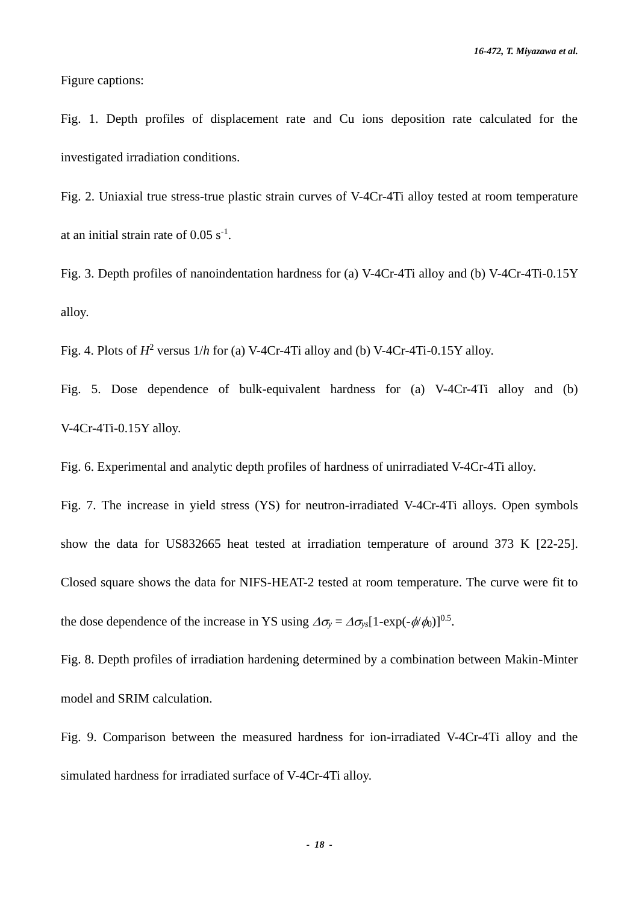Figure captions:

Fig. 1. Depth profiles of displacement rate and Cu ions deposition rate calculated for the investigated irradiation conditions.

Fig. 2. Uniaxial true stress-true plastic strain curves of V-4Cr-4Ti alloy tested at room temperature at an initial strain rate of 0.05 $s^{-1}$.

Fig. 3. Depth profiles of nanoindentation hardness for (a) V-4Cr-4Ti alloy and (b) V-4Cr-4Ti-0.15Y alloy.

Fig. 4. Plots of $H^2$ versus $1/h$ for (a) V-4Cr-4Ti alloy and (b) V-4Cr-4Ti-0.15Y alloy.

Fig. 5. Dose dependence of bulk-equivalent hardness for (a) V-4Cr-4Ti alloy and (b) V-4Cr-4Ti-0.15Y alloy.

Fig. 6. Experimental and analytic depth profiles of hardness of unirradiated V-4Cr-4Ti alloy.

Fig. 7. The increase in yield stress (YS) for neutron-irradiated V-4Cr-4Ti alloys. Open symbols show the data for US832665 heat tested at irradiation temperature of around 373 K [22-25]. Closed square shows the data for NIFS-HEAT-2 tested at room temperature. The curve were fit to the dose dependence of the increase in YS using $\Delta\sigma_y = \Delta\sigma_{ys}[1-\exp(-\phi/\phi_0)]^{0.5}$.

Fig. 8. Depth profiles of irradiation hardening determined by a combination between Makin-Minter model and SRIM calculation.

Fig. 9. Comparison between the measured hardness for ion-irradiated V-4Cr-4Ti alloy and the simulated hardness for irradiated surface of V-4Cr-4Ti alloy.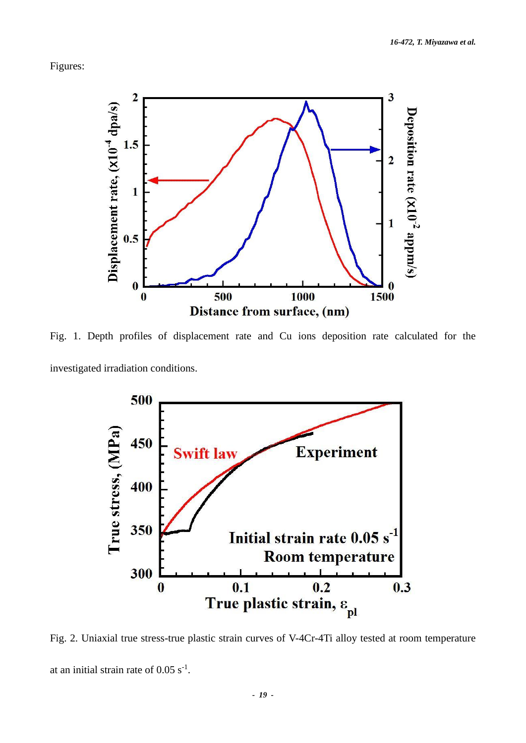Figures:

Fig. 1. Depth profiles of displacement rate and Cu ions deposition rate calculated for the investigated irradiation conditions.

Fig. 2. Uniaxial true stress-true plastic strain curves of V-4Cr-4Ti alloy tested at room temperature at an initial strain rate of 0.05 $s^{-1}$.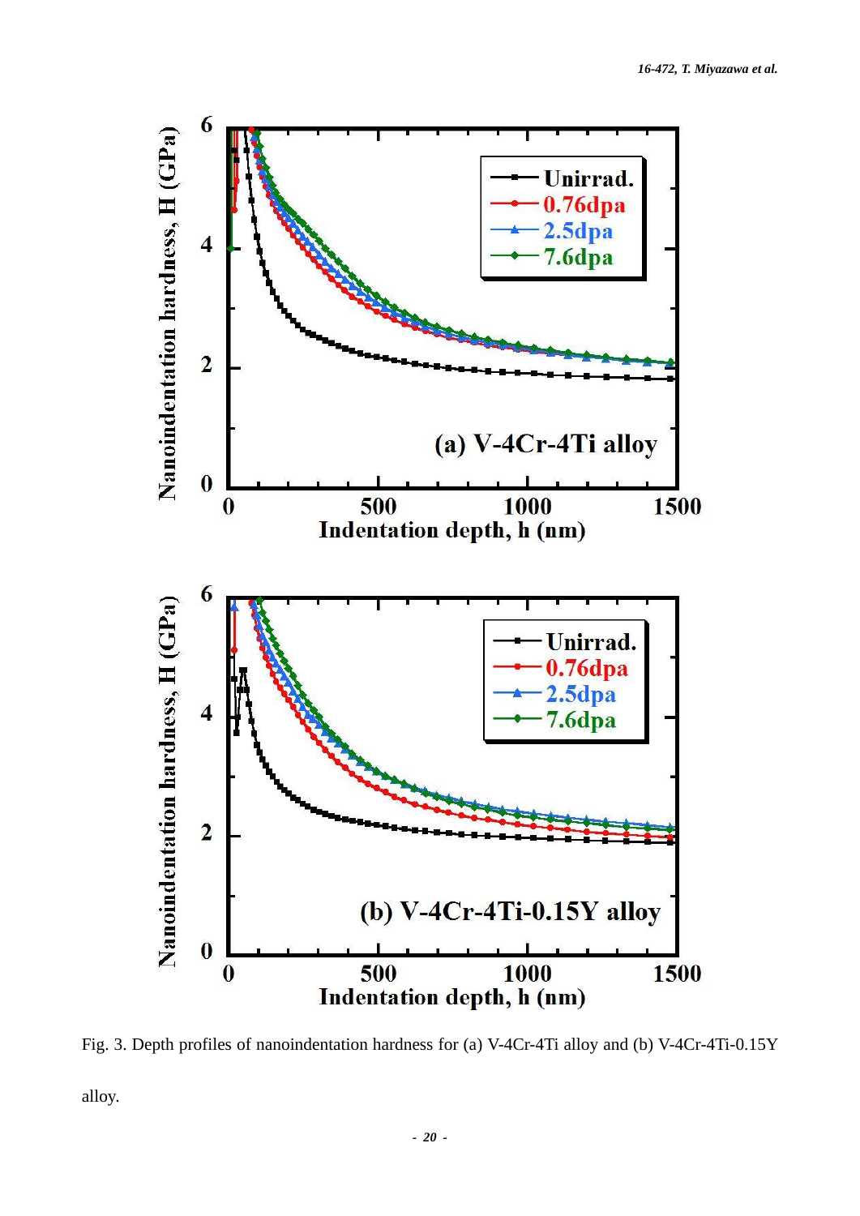Fig. 3. Depth profiles of nanoindentation hardness for (a) V-4Cr-4Ti alloy and (b) V-4Cr-4Ti-0.15Y alloy.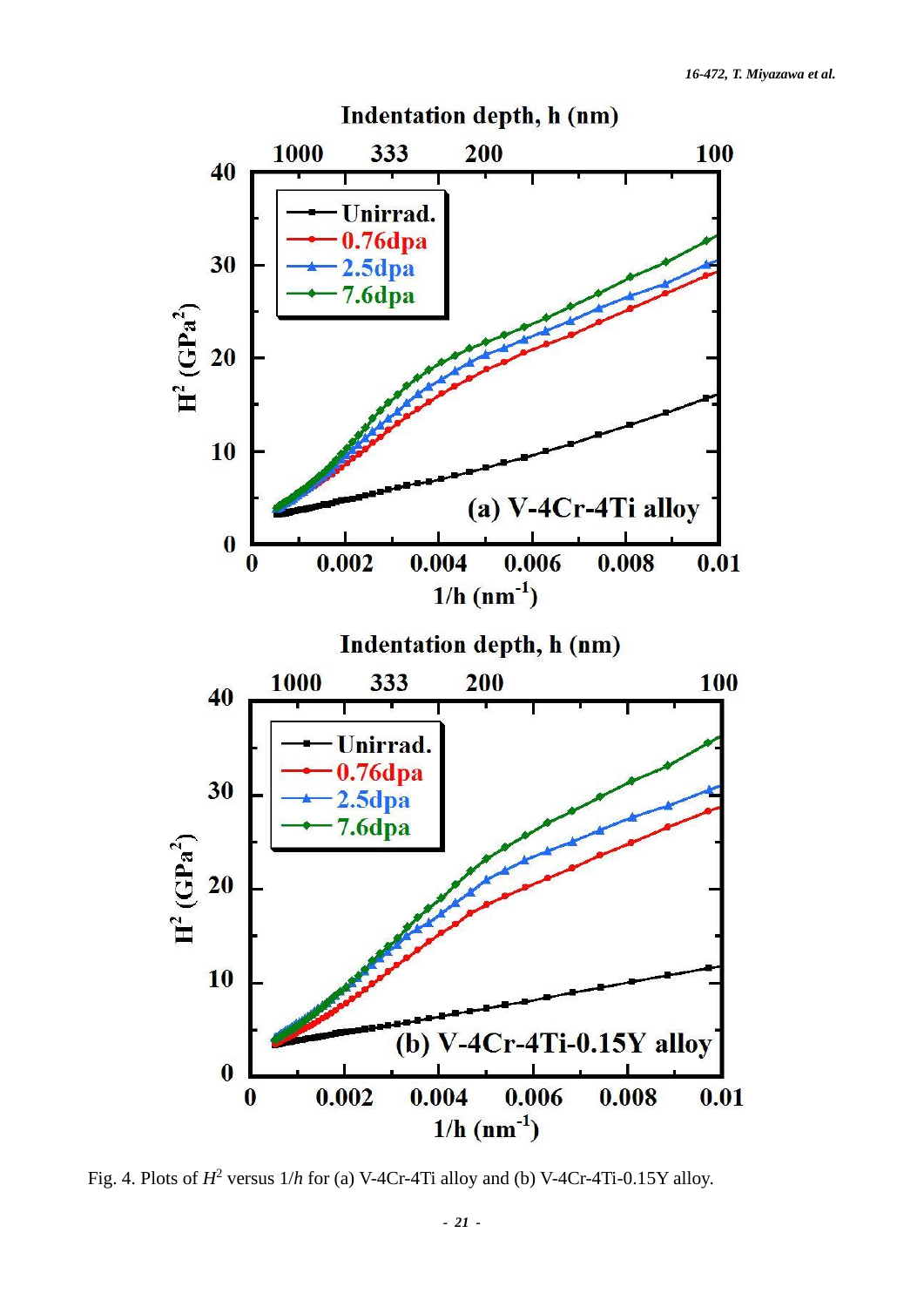Fig. 4. Plots of $H^2$ versus $1/h$ for (a) V-4Cr-4Ti alloy and (b) V-4Cr-4Ti-0.15Y alloy.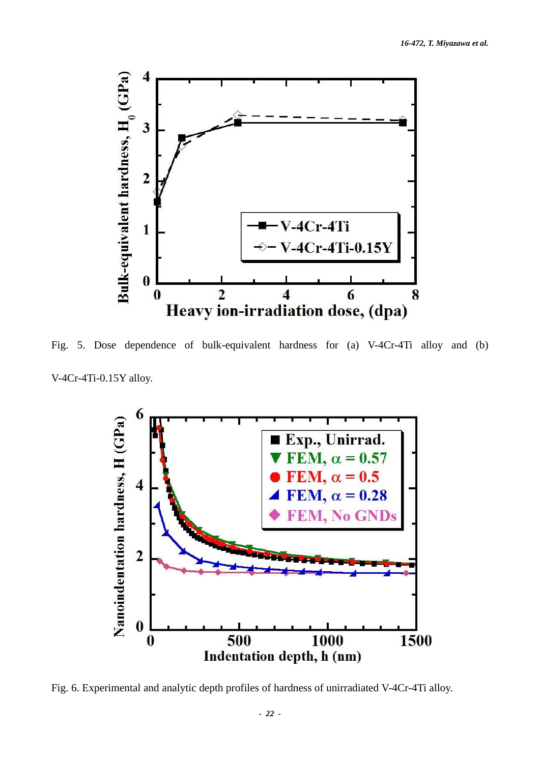Fig. 5. Dose dependence of bulk-equivalent hardness for (a) V-4Cr-4Ti alloy and (b) V-4Cr-4Ti-0.15Y alloy.

Fig. 6. Experimental and analytic depth profiles of hardness of unirradiated V-4Cr-4Ti alloy.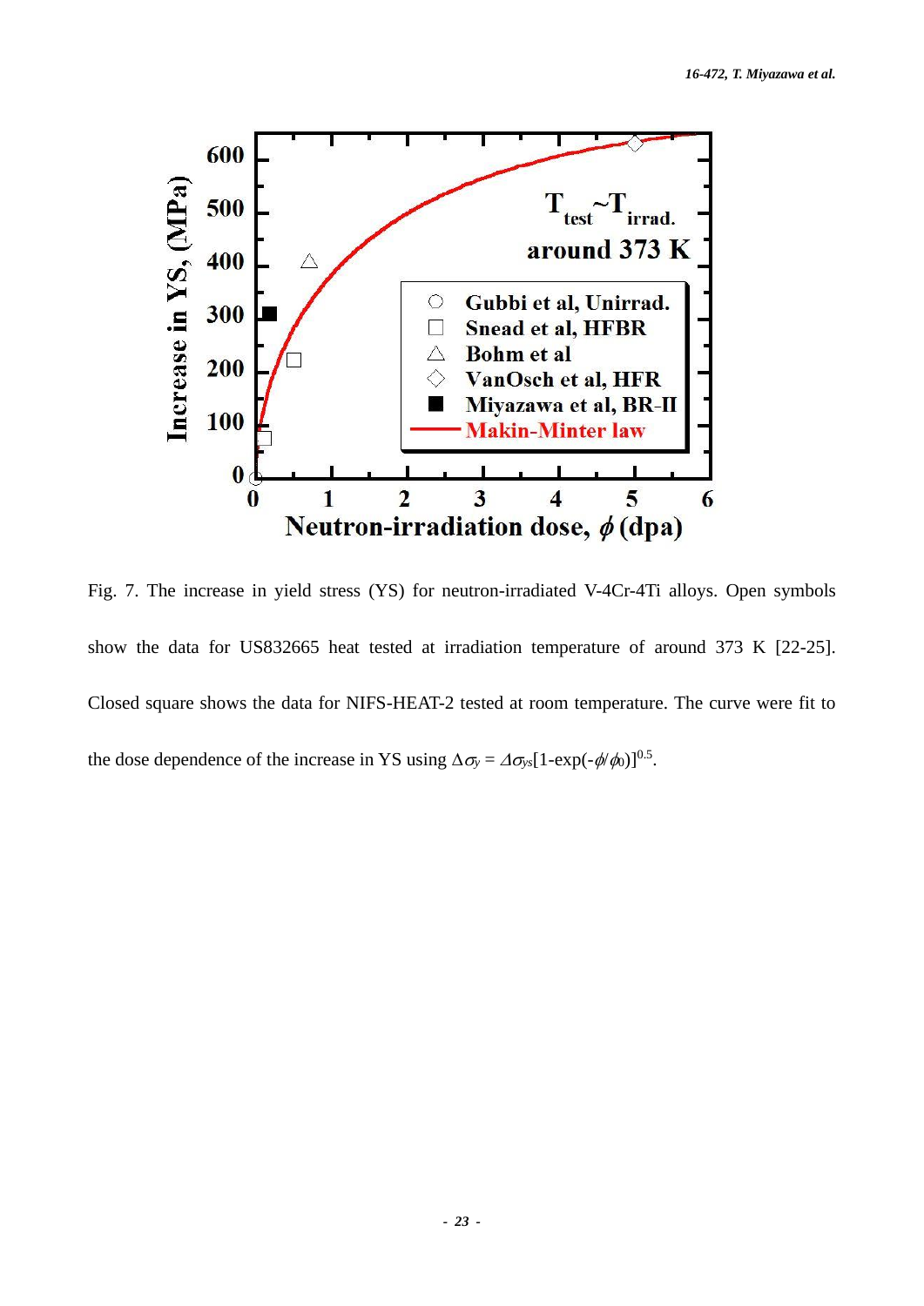Fig. 7. The increase in yield stress (YS) for neutron-irradiated V-4Cr-4Ti alloys. Open symbols show the data for US832665 heat tested at irradiation temperature of around 373 K [22-25]. Closed square shows the data for NIFS-HEAT-2 tested at room temperature. The curve were fit to the dose dependence of the increase in YS using $\Delta\sigma_y = \Delta\sigma_{ys}[1\text{-}\exp(-\phi/\phi_0)]^{0.5}$.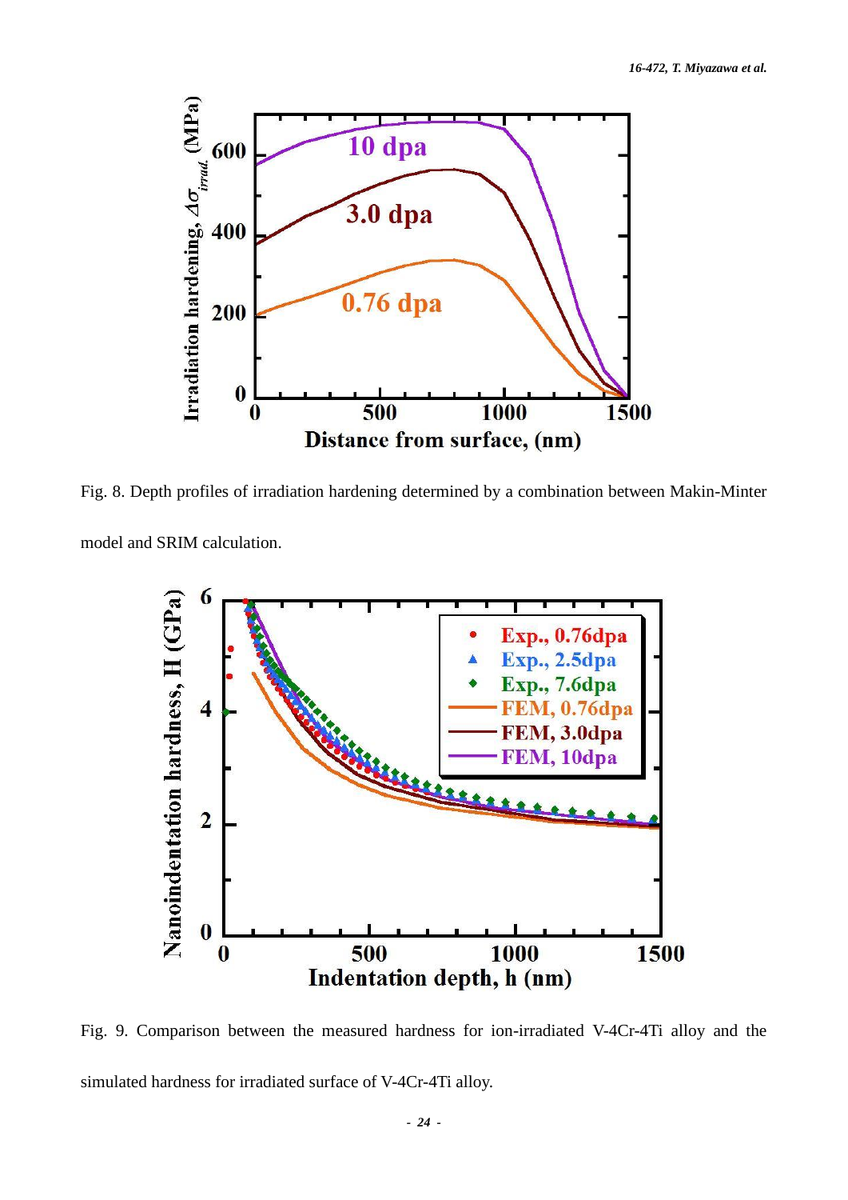Irradiation hardening, $\Delta\sigma_{irrad.}$ (MPa)

600

400

200

0

0

500

1000

1500

Distance from surface, (nm)

10 dpa

3.0 dpa

0.76 dpa

Fig. 8. Depth profiles of irradiation hardening determined by a combination between Makin-Minter model and SRIM calculation.

Nanoindentation hardness, H (GPa)

6

4

2

0

0

500

1000

1500

Indentation depth, h (nm)

Exp., 0.76dpa

Exp., 2.5dpa

Exp., 7.6dpa

FEM, 0.76dpa

FEM, 3.0dpa

FEM, 10dpa

Fig. 9. Comparison between the measured hardness for ion-irradiated V-4Cr-4Ti alloy and the simulated hardness for irradiated surface of V-4Cr-4Ti alloy.